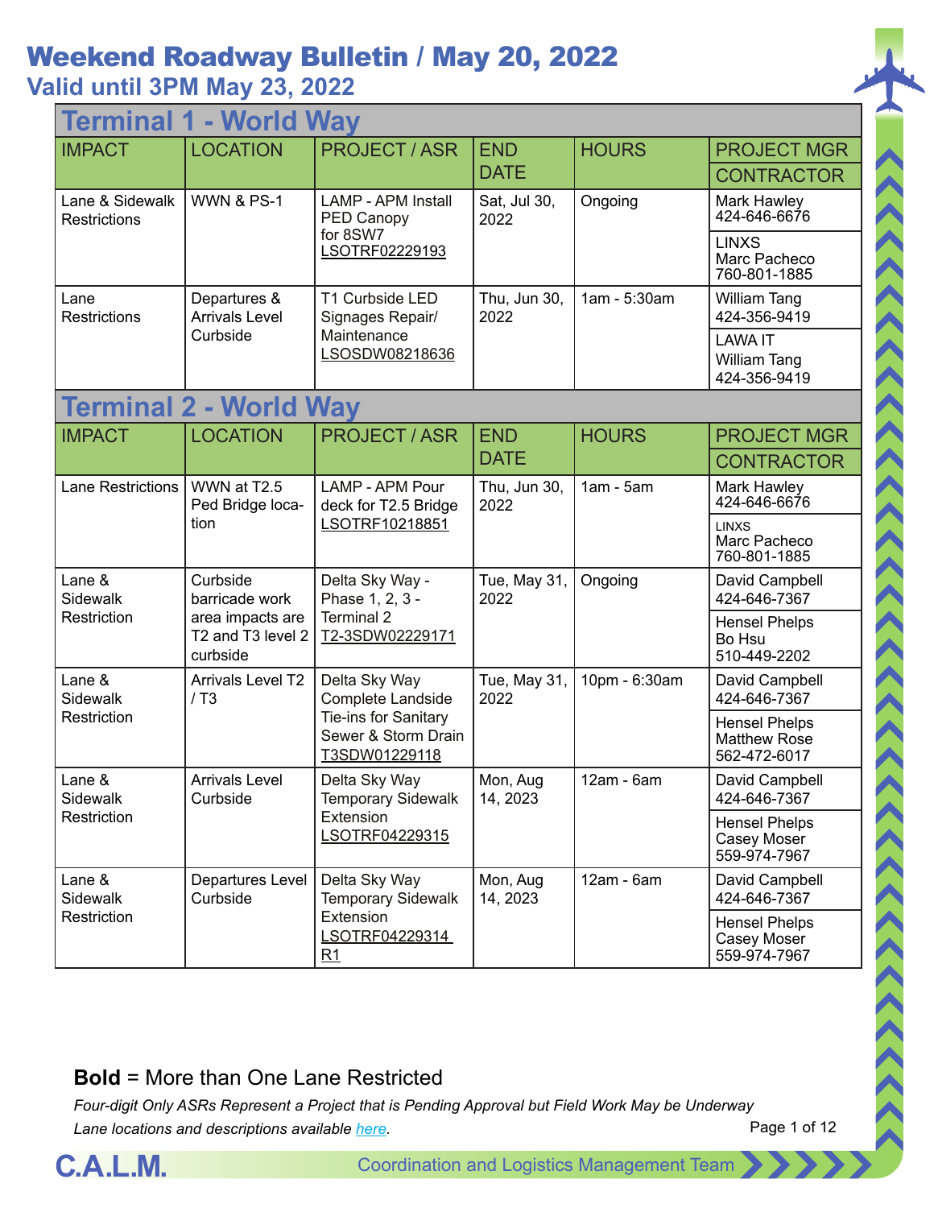// Weekend Roadway Bulletin / May 20, 2022

## Valid until 3PM May 23, 2022

### Terminal 1 - World Way

| IMPACT | LOCATION | PROJECT / ASR | END DATE | HOURS | PROJECT MGR / CONTRACTOR |
|---|---|---|---|---|---|
| Lane & Sidewalk Restrictions | WWN & PS-1 | LAMP - APM Install PED Canopy for 8SW7 LSOTRF02229193 | Sat, Jul 30, 2022 | Ongoing | Mark Hawley 424-646-6676 / LINXS Marc Pacheco 760-801-1885 |
| Lane Restrictions | Departures & Arrivals Level Curbside | T1 Curbside LED Signages Repair/ Maintenance LSOSDW08218636 | Thu, Jun 30, 2022 | 1am - 5:30am | William Tang 424-356-9419 / LAWA IT William Tang 424-356-9419 |

### Terminal 2 - World Way

| IMPACT | LOCATION | PROJECT / ASR | END DATE | HOURS | PROJECT MGR / CONTRACTOR |
|---|---|---|---|---|---|
| Lane Restrictions | WWN at T2.5 Ped Bridge location | LAMP - APM Pour deck for T2.5 Bridge LSOTRF10218851 | Thu, Jun 30, 2022 | 1am - 5am | Mark Hawley 424-646-6676 / LINXS Marc Pacheco 760-801-1885 |
| Lane & Sidewalk Restriction | Curbside barricade work area impacts are T2 and T3 level 2 curbside | Delta Sky Way - Phase 1, 2, 3 - Terminal 2 T2-3SDW02229171 | Tue, May 31, 2022 | Ongoing | David Campbell 424-646-7367 / Hensel Phelps Bo Hsu 510-449-2202 |
| Lane & Sidewalk Restriction | Arrivals Level T2 / T3 | Delta Sky Way Complete Landside Tie-ins for Sanitary Sewer & Storm Drain T3SDW01229118 | Tue, May 31, 2022 | 10pm - 6:30am | David Campbell 424-646-7367 / Hensel Phelps Matthew Rose 562-472-6017 |
| Lane & Sidewalk Restriction | Arrivals Level Curbside | Delta Sky Way Temporary Sidewalk Extension LSOTRF04229315 | Mon, Aug 14, 2023 | 12am - 6am | David Campbell 424-646-7367 / Hensel Phelps Casey Moser 559-974-7967 |
| Lane & Sidewalk Restriction | Departures Level Curbside | Delta Sky Way Temporary Sidewalk Extension LSOTRF04229314 R1 | Mon, Aug 14, 2023 | 12am - 6am | David Campbell 424-646-7367 / Hensel Phelps Casey Moser 559-974-7967 |

**Bold** = More than One Lane Restricted

*Four-digit Only ASRs Represent a Project that is Pending Approval but Field Work May be Underway*

*Lane locations and descriptions available here.*

C.A.L.M. Coordination and Logistics Management Team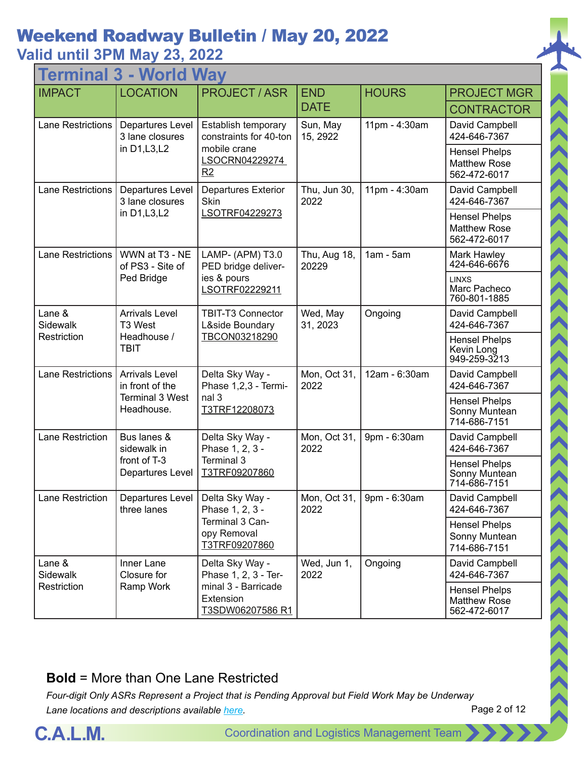# Weekend Roadway Bulletin / May 20, 2022

## Valid until 3PM May 23, 2022

## Terminal 3 - World Way

| IMPACT | LOCATION | PROJECT / ASR | END DATE | HOURS | PROJECT MGR / CONTRACTOR |
|---|---|---|---|---|---|
| Lane Restrictions | Departures Level 3 lane closures in D1,L3,L2 | Establish temporary constraints for 40-ton mobile crane LSOCRN04229274 R2 | Sun, May 15, 2922 | 11pm - 4:30am | David Campbell 424-646-7367 / Hensel Phelps Matthew Rose 562-472-6017 |
| Lane Restrictions | Departures Level 3 lane closures in D1,L3,L2 | Departures Exterior Skin LSOTRF04229273 | Thu, Jun 30, 2022 | 11pm - 4:30am | David Campbell 424-646-7367 / Hensel Phelps Matthew Rose 562-472-6017 |
| Lane Restrictions | WWN at T3 - NE of PS3 - Site of Ped Bridge | LAMP- (APM) T3.0 PED bridge deliveries & pours LSOTRF02229211 | Thu, Aug 18, 20229 | 1am - 5am | Mark Hawley 424-646-6676 / LINXS Marc Pacheco 760-801-1885 |
| Lane & Sidewalk Restriction | Arrivals Level T3 West Headhouse / TBIT | TBIT-T3 Connector L&side Boundary TBCON03218290 | Wed, May 31, 2023 | Ongoing | David Campbell 424-646-7367 / Hensel Phelps Kevin Long 949-259-3213 |
| Lane Restrictions | Arrivals Level in front of the Terminal 3 West Headhouse. | Delta Sky Way - Phase 1,2,3 - Terminal 3 T3TRF12208073 | Mon, Oct 31, 2022 | 12am - 6:30am | David Campbell 424-646-7367 / Hensel Phelps Sonny Muntean 714-686-7151 |
| Lane Restriction | Bus lanes & sidewalk in front of T-3 Departures Level | Delta Sky Way - Phase 1, 2, 3 - Terminal 3 T3TRF09207860 | Mon, Oct 31, 2022 | 9pm - 6:30am | David Campbell 424-646-7367 / Hensel Phelps Sonny Muntean 714-686-7151 |
| Lane Restriction | Departures Level three lanes | Delta Sky Way - Phase 1, 2, 3 - Terminal 3 Canopy Removal T3TRF09207860 | Mon, Oct 31, 2022 | 9pm - 6:30am | David Campbell 424-646-7367 / Hensel Phelps Sonny Muntean 714-686-7151 |
| Lane & Sidewalk Restriction | Inner Lane Closure for Ramp Work | Delta Sky Way - Phase 1, 2, 3 - Terminal 3 - Barricade Extension T3SDW06207586 R1 | Wed, Jun 1, 2022 | Ongoing | David Campbell 424-646-7367 / Hensel Phelps Matthew Rose 562-472-6017 |

**Bold** = More than One Lane Restricted

*Four-digit Only ASRs Represent a Project that is Pending Approval but Field Work May be Underway*

*Lane locations and descriptions available here.*

C.A.L.M. Coordination and Logistics Management Team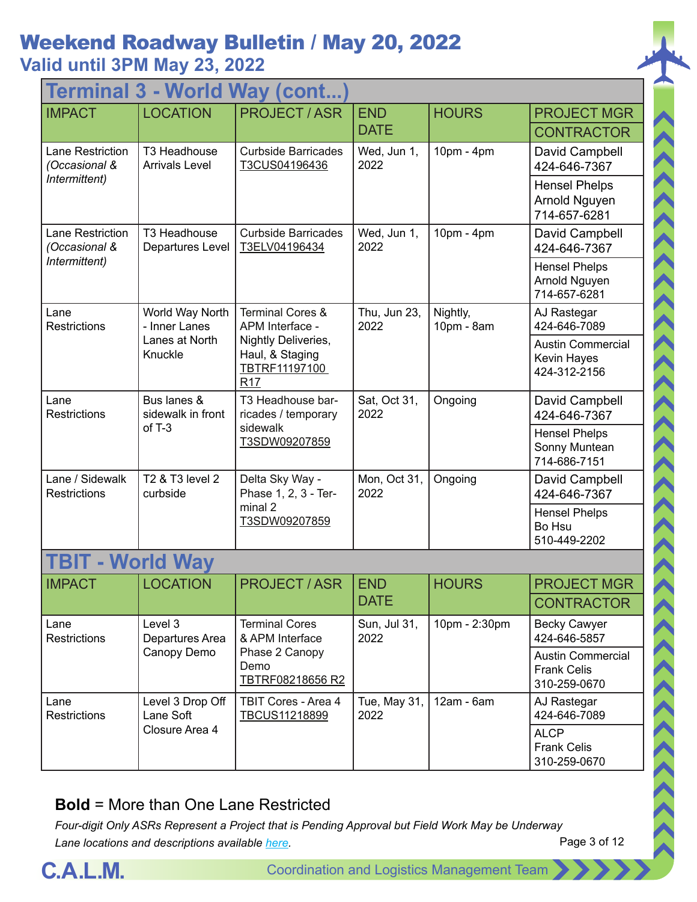# Weekend Roadway Bulletin / May 20, 2022

## Valid until 3PM May 23, 2022

### Terminal 3 - World Way (cont...)

| IMPACT | LOCATION | PROJECT / ASR | END DATE | HOURS | PROJECT MGR / CONTRACTOR |
|---|---|---|---|---|---|
| Lane Restriction *(Occasional & Intermittent)* | T3 Headhouse Arrivals Level | Curbside Barricades T3CUS04196436 | Wed, Jun 1, 2022 | 10pm - 4pm | David Campbell 424-646-7367 / Hensel Phelps Arnold Nguyen 714-657-6281 |
| Lane Restriction *(Occasional & Intermittent)* | T3 Headhouse Departures Level | Curbside Barricades T3ELV04196434 | Wed, Jun 1, 2022 | 10pm - 4pm | David Campbell 424-646-7367 / Hensel Phelps Arnold Nguyen 714-657-6281 |
| Lane Restrictions | World Way North - Inner Lanes Lanes at North Knuckle | Terminal Cores & APM Interface - Nightly Deliveries, Haul, & Staging TBTRF11197100 R17 | Thu, Jun 23, 2022 | Nightly, 10pm - 8am | AJ Rastegar 424-646-7089 / Austin Commercial Kevin Hayes 424-312-2156 |
| Lane Restrictions | Bus lanes & sidewalk in front of T-3 | T3 Headhouse barricades / temporary sidewalk T3SDW09207859 | Sat, Oct 31, 2022 | Ongoing | David Campbell 424-646-7367 / Hensel Phelps Sonny Muntean 714-686-7151 |
| Lane / Sidewalk Restrictions | T2 & T3 level 2 curbside | Delta Sky Way - Phase 1, 2, 3 - Terminal 2 T3SDW09207859 | Mon, Oct 31, 2022 | Ongoing | David Campbell 424-646-7367 / Hensel Phelps Bo Hsu 510-449-2202 |

### TBIT - World Way

| IMPACT | LOCATION | PROJECT / ASR | END DATE | HOURS | PROJECT MGR / CONTRACTOR |
|---|---|---|---|---|---|
| Lane Restrictions | Level 3 Departures Area Canopy Demo | Terminal Cores & APM Interface Phase 2 Canopy Demo TBTRF08218656 R2 | Sun, Jul 31, 2022 | 10pm - 2:30pm | Becky Cawyer 424-646-5857 / Austin Commercial Frank Celis 310-259-0670 |
| Lane Restrictions | Level 3 Drop Off Lane Soft Closure Area 4 | TBIT Cores - Area 4 TBCUS11218899 | Tue, May 31, 2022 | 12am - 6am | AJ Rastegar 424-646-7089 / ALCP Frank Celis 310-259-0670 |

**Bold** = More than One Lane Restricted

*Four-digit Only ASRs Represent a Project that is Pending Approval but Field Work May be Underway*

*Lane locations and descriptions available here.*

C.A.L.M. Coordination and Logistics Management Team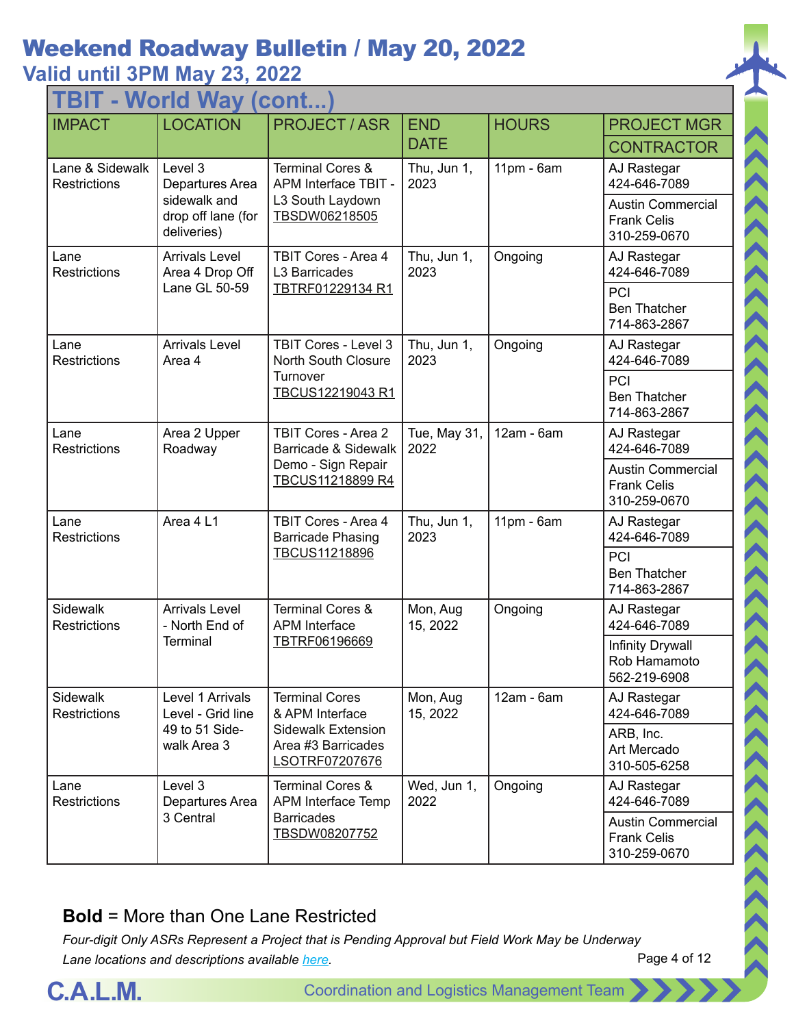# Weekend Roadway Bulletin / May 20, 2022

## Valid until 3PM May 23, 2022

## TBIT - World Way (cont...)

| IMPACT | LOCATION | PROJECT / ASR | END DATE | HOURS | PROJECT MGR / CONTRACTOR |
|---|---|---|---|---|---|
| Lane & Sidewalk Restrictions | Level 3 Departures Area sidewalk and drop off lane (for deliveries) | Terminal Cores & APM Interface TBIT - L3 South Laydown TBSDW06218505 | Thu, Jun 1, 2023 | 11pm - 6am | AJ Rastegar 424-646-7089 / Austin Commercial Frank Celis 310-259-0670 |
| Lane Restrictions | Arrivals Level Area 4 Drop Off Lane GL 50-59 | TBIT Cores - Area 4 L3 Barricades TBTRF01229134 R1 | Thu, Jun 1, 2023 | Ongoing | AJ Rastegar 424-646-7089 / PCI Ben Thatcher 714-863-2867 |
| Lane Restrictions | Arrivals Level Area 4 | TBIT Cores - Level 3 North South Closure Turnover TBCUS12219043 R1 | Thu, Jun 1, 2023 | Ongoing | AJ Rastegar 424-646-7089 / PCI Ben Thatcher 714-863-2867 |
| Lane Restrictions | Area 2 Upper Roadway | TBIT Cores - Area 2 Barricade & Sidewalk Demo - Sign Repair TBCUS11218899 R4 | Tue, May 31, 2022 | 12am - 6am | AJ Rastegar 424-646-7089 / Austin Commercial Frank Celis 310-259-0670 |
| Lane Restrictions | Area 4 L1 | TBIT Cores - Area 4 Barricade Phasing TBCUS11218896 | Thu, Jun 1, 2023 | 11pm - 6am | AJ Rastegar 424-646-7089 / PCI Ben Thatcher 714-863-2867 |
| Sidewalk Restrictions | Arrivals Level - North End of Terminal | Terminal Cores & APM Interface TBTRF06196669 | Mon, Aug 15, 2022 | Ongoing | AJ Rastegar 424-646-7089 / Infinity Drywall Rob Hamamoto 562-219-6908 |
| Sidewalk Restrictions | Level 1 Arrivals Level - Grid line 49 to 51 Sidewalk Area 3 | Terminal Cores & APM Interface Sidewalk Extension Area #3 Barricades LSOTRF07207676 | Mon, Aug 15, 2022 | 12am - 6am | AJ Rastegar 424-646-7089 / ARB, Inc. Art Mercado 310-505-6258 |
| Lane Restrictions | Level 3 Departures Area 3 Central | Terminal Cores & APM Interface Temp Barricades TBSDW08207752 | Wed, Jun 1, 2022 | Ongoing | AJ Rastegar 424-646-7089 / Austin Commercial Frank Celis 310-259-0670 |

**Bold** = More than One Lane Restricted

*Four-digit Only ASRs Represent a Project that is Pending Approval but Field Work May be Underway*

*Lane locations and descriptions available here.*

C.A.L.M. Coordination and Logistics Management Team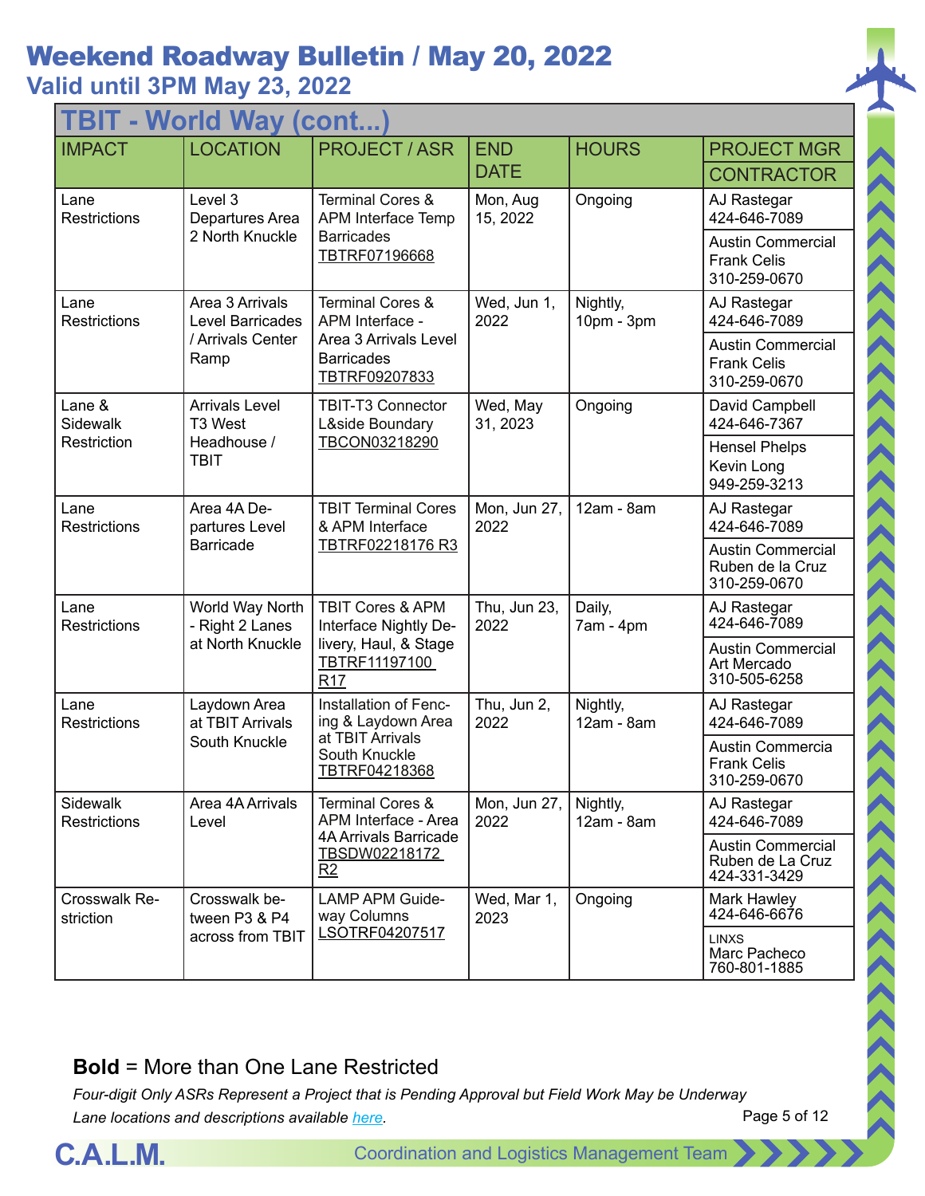# Weekend Roadway Bulletin / May 20, 2022

## Valid until 3PM May 23, 2022

### TBIT - World Way (cont...)

| IMPACT | LOCATION | PROJECT / ASR | END DATE | HOURS | PROJECT MGR / CONTRACTOR |
|---|---|---|---|---|---|
| Lane Restrictions | Level 3 Departures Area 2 North Knuckle | Terminal Cores & APM Interface Temp Barricades TBTRF07196668 | Mon, Aug 15, 2022 | Ongoing | AJ Rastegar 424-646-7089 / Austin Commercial Frank Celis 310-259-0670 |
| Lane Restrictions | Area 3 Arrivals Level Barricades / Arrivals Center Ramp | Terminal Cores & APM Interface - Area 3 Arrivals Level Barricades TBTRF09207833 | Wed, Jun 1, 2022 | Nightly, 10pm - 3pm | AJ Rastegar 424-646-7089 / Austin Commercial Frank Celis 310-259-0670 |
| Lane & Sidewalk Restriction | Arrivals Level T3 West Headhouse / TBIT | TBIT-T3 Connector L&side Boundary TBCON03218290 | Wed, May 31, 2023 | Ongoing | David Campbell 424-646-7367 / Hensel Phelps Kevin Long 949-259-3213 |
| Lane Restrictions | Area 4A Departures Level Barricade | TBIT Terminal Cores & APM Interface TBTRF02218176 R3 | Mon, Jun 27, 2022 | 12am - 8am | AJ Rastegar 424-646-7089 / Austin Commercial Ruben de la Cruz 310-259-0670 |
| Lane Restrictions | World Way North - Right 2 Lanes at North Knuckle | TBIT Cores & APM Interface Nightly Delivery, Haul, & Stage TBTRF11197100 R17 | Thu, Jun 23, 2022 | Daily, 7am - 4pm | AJ Rastegar 424-646-7089 / Austin Commercial Art Mercado 310-505-6258 |
| Lane Restrictions | Laydown Area at TBIT Arrivals South Knuckle | Installation of Fencing & Laydown Area at TBIT Arrivals South Knuckle TBTRF04218368 | Thu, Jun 2, 2022 | Nightly, 12am - 8am | AJ Rastegar 424-646-7089 / Austin Commercia Frank Celis 310-259-0670 |
| Sidewalk Restrictions | Area 4A Arrivals Level | Terminal Cores & APM Interface - Area 4A Arrivals Barricade TBSDW02218172 R2 | Mon, Jun 27, 2022 | Nightly, 12am - 8am | AJ Rastegar 424-646-7089 / Austin Commercial Ruben de La Cruz 424-331-3429 |
| Crosswalk Restriction | Crosswalk between P3 & P4 across from TBIT | LAMP APM Guideway Columns LSOTRF04207517 | Wed, Mar 1, 2023 | Ongoing | Mark Hawley 424-646-6676 / LINXS Marc Pacheco 760-801-1885 |

**Bold** = More than One Lane Restricted

*Four-digit Only ASRs Represent a Project that is Pending Approval but Field Work May be Underway*

*Lane locations and descriptions available [here](here).*

C.A.L.M. Coordination and Logistics Management Team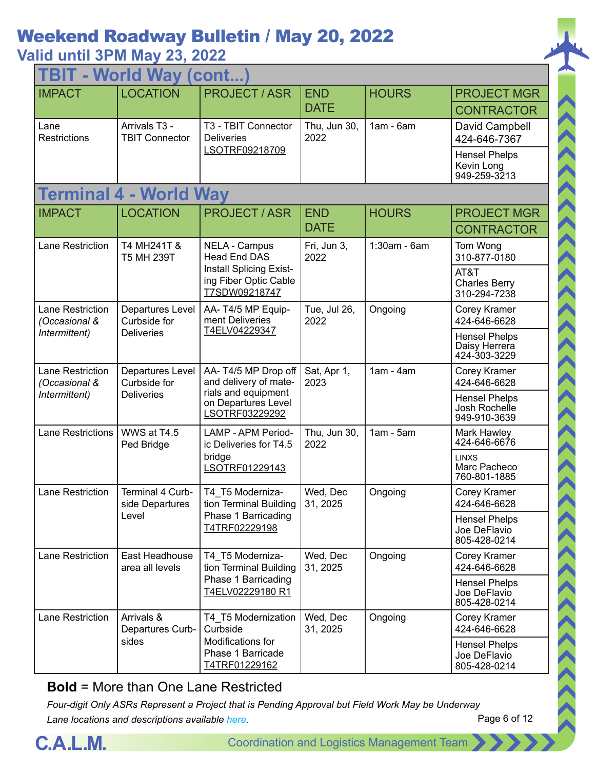# Weekend Roadway Bulletin / May 20, 2022

## Valid until 3PM May 23, 2022

### TBIT - World Way (cont...)

| IMPACT | LOCATION | PROJECT / ASR | END DATE | HOURS | PROJECT MGR / CONTRACTOR |
|---|---|---|---|---|---|
| Lane Restrictions | Arrivals T3 - TBIT Connector | T3 - TBIT Connector Deliveries LSOTRF09218709 | Thu, Jun 30, 2022 | 1am - 6am | David Campbell 424-646-7367 / Hensel Phelps Kevin Long 949-259-3213 |

### Terminal 4 - World Way

| IMPACT | LOCATION | PROJECT / ASR | END DATE | HOURS | PROJECT MGR / CONTRACTOR |
|---|---|---|---|---|---|
| Lane Restriction | T4 MH241T & T5 MH 239T | NELA - Campus Head End DAS Install Splicing Existing Fiber Optic Cable T7SDW09218747 | Fri, Jun 3, 2022 | 1:30am - 6am | Tom Wong 310-877-0180 / AT&T Charles Berry 310-294-7238 |
| Lane Restriction *(Occasional & Intermittent)* | Departures Level Curbside for Deliveries | AA- T4/5 MP Equipment Deliveries T4ELV04229347 | Tue, Jul 26, 2022 | Ongoing | Corey Kramer 424-646-6628 / Hensel Phelps Daisy Herrera 424-303-3229 |
| Lane Restriction *(Occasional & Intermittent)* | Departures Level Curbside for Deliveries | AA- T4/5 MP Drop off and delivery of materials and equipment on Departures Level LSOTRF03229292 | Sat, Apr 1, 2023 | 1am - 4am | Corey Kramer 424-646-6628 / Hensel Phelps Josh Rochelle 949-910-3639 |
| Lane Restrictions | WWS at T4.5 Ped Bridge | LAMP - APM Periodic Deliveries for T4.5 bridge LSOTRF01229143 | Thu, Jun 30, 2022 | 1am - 5am | Mark Hawley 424-646-6676 / LINXS Marc Pacheco 760-801-1885 |
| Lane Restriction | Terminal 4 Curbside Departures Level | T4_T5 Modernization Terminal Building Phase 1 Barricading T4TRF02229198 | Wed, Dec 31, 2025 | Ongoing | Corey Kramer 424-646-6628 / Hensel Phelps Joe DeFlavio 805-428-0214 |
| Lane Restriction | East Headhouse area all levels | T4_T5 Modernization Terminal Building Phase 1 Barricading T4ELV02229180 R1 | Wed, Dec 31, 2025 | Ongoing | Corey Kramer 424-646-6628 / Hensel Phelps Joe DeFlavio 805-428-0214 |
| Lane Restriction | Arrivals & Departures Curbsides | T4_T5 Modernization Curbside Modifications for Phase 1 Barricade T4TRF01229162 | Wed, Dec 31, 2025 | Ongoing | Corey Kramer 424-646-6628 / Hensel Phelps Joe DeFlavio 805-428-0214 |

**Bold** = More than One Lane Restricted

*Four-digit Only ASRs Represent a Project that is Pending Approval but Field Work May be Underway*

*Lane locations and descriptions available here.*

C.A.L.M. Coordination and Logistics Management Team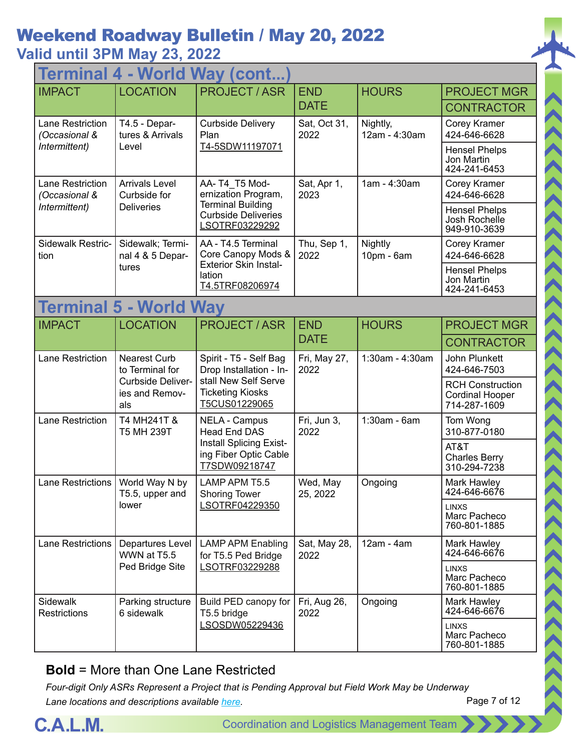# Weekend Roadway Bulletin / May 20, 2022

## Valid until 3PM May 23, 2022

## Terminal 4 - World Way (cont...)

| IMPACT | LOCATION | PROJECT / ASR | END DATE | HOURS | PROJECT MGR / CONTRACTOR |
|---|---|---|---|---|---|
| Lane Restriction *(Occasional & Intermittent)* | T4.5 - Departures & Arrivals Level | Curbside Delivery Plan T4-5SDW11197071 | Sat, Oct 31, 2022 | Nightly, 12am - 4:30am | Corey Kramer 424-646-6628 / Hensel Phelps Jon Martin 424-241-6453 |
| Lane Restriction *(Occasional & Intermittent)* | Arrivals Level Curbside for Deliveries | AA- T4_T5 Modernization Program, Terminal Building Curbside Deliveries LSOTRF03229292 | Sat, Apr 1, 2023 | 1am - 4:30am | Corey Kramer 424-646-6628 / Hensel Phelps Josh Rochelle 949-910-3639 |
| Sidewalk Restriction | Sidewalk; Terminal 4 & 5 Departures | AA - T4.5 Terminal Core Canopy Mods & Exterior Skin Installation T4.5TRF08206974 | Thu, Sep 1, 2022 | Nightly 10pm - 6am | Corey Kramer 424-646-6628 / Hensel Phelps Jon Martin 424-241-6453 |

## Terminal 5 - World Way

| IMPACT | LOCATION | PROJECT / ASR | END DATE | HOURS | PROJECT MGR / CONTRACTOR |
|---|---|---|---|---|---|
| Lane Restriction | Nearest Curb to Terminal for Curbside Deliveries and Removals | Spirit - T5 - Self Bag Drop Installation - Install New Self Serve Ticketing Kiosks T5CUS01229065 | Fri, May 27, 2022 | 1:30am - 4:30am | John Plunkett 424-646-7503 / RCH Construction Cordinal Hooper 714-287-1609 |
| Lane Restriction | T4 MH241T & T5 MH 239T | NELA - Campus Head End DAS Install Splicing Existing Fiber Optic Cable T7SDW09218747 | Fri, Jun 3, 2022 | 1:30am - 6am | Tom Wong 310-877-0180 / AT&T Charles Berry 310-294-7238 |
| Lane Restrictions | World Way N by T5.5, upper and lower | LAMP APM T5.5 Shoring Tower LSOTRF04229350 | Wed, May 25, 2022 | Ongoing | Mark Hawley 424-646-6676 / LINXS Marc Pacheco 760-801-1885 |
| Lane Restrictions | Departures Level WWN at T5.5 Ped Bridge Site | LAMP APM Enabling for T5.5 Ped Bridge LSOTRF03229288 | Sat, May 28, 2022 | 12am - 4am | Mark Hawley 424-646-6676 / LINXS Marc Pacheco 760-801-1885 |
| Sidewalk Restrictions | Parking structure 6 sidewalk | Build PED canopy for T5.5 bridge LSOSDW05229436 | Fri, Aug 26, 2022 | Ongoing | Mark Hawley 424-646-6676 / LINXS Marc Pacheco 760-801-1885 |

**Bold** = More than One Lane Restricted

*Four-digit Only ASRs Represent a Project that is Pending Approval but Field Work May be Underway*

*Lane locations and descriptions available here.*

C.A.L.M. Coordination and Logistics Management Team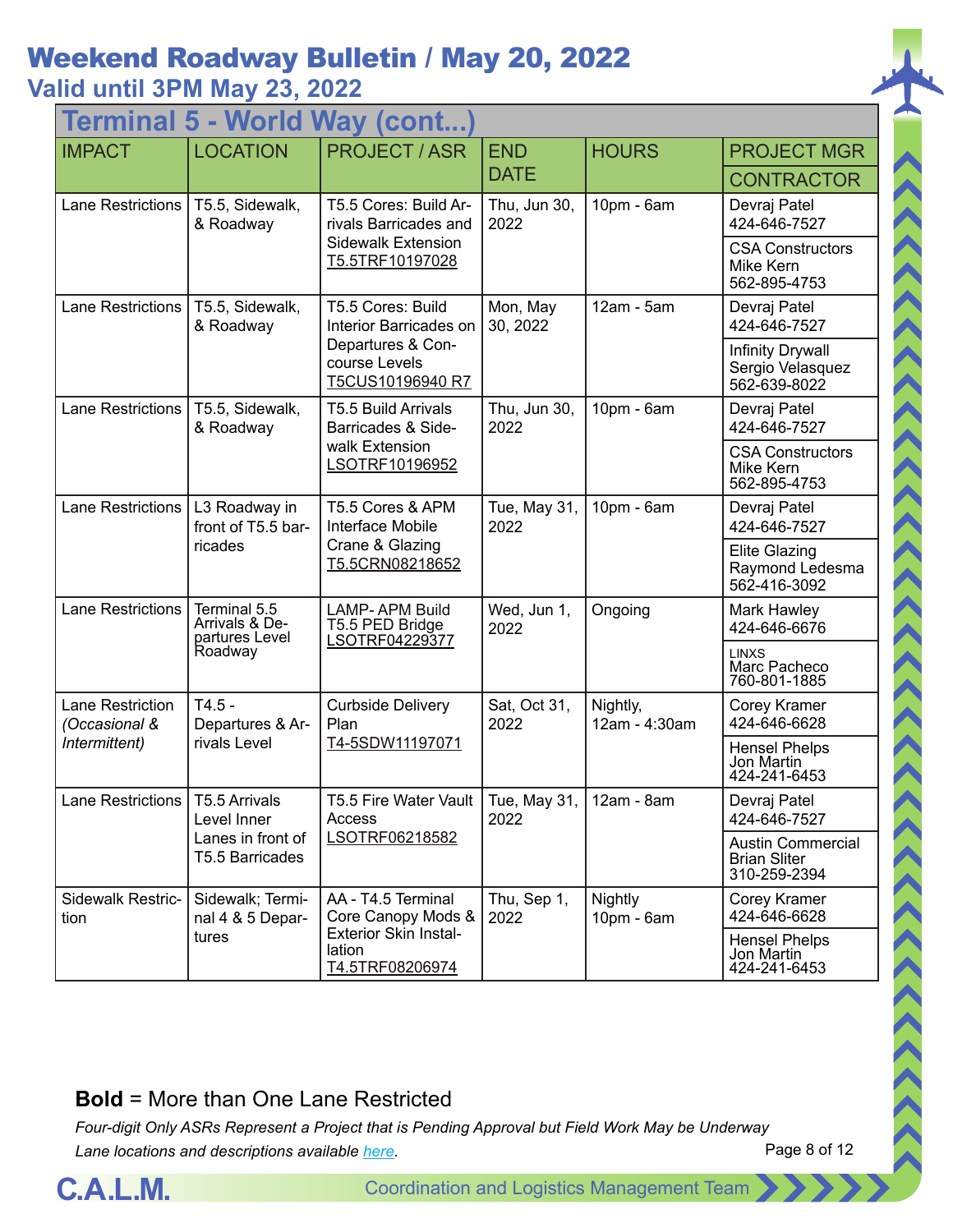# Weekend Roadway Bulletin / May 20, 2022

## Valid until 3PM May 23, 2022

### Terminal 5 - World Way (cont...)

| IMPACT | LOCATION | PROJECT / ASR | END DATE | HOURS | PROJECT MGR / CONTRACTOR |
|---|---|---|---|---|---|
| Lane Restrictions | T5.5, Sidewalk, & Roadway | T5.5 Cores: Build Arrivals Barricades and Sidewalk Extension T5.5TRF10197028 | Thu, Jun 30, 2022 | 10pm - 6am | Devraj Patel 424-646-7527 / CSA Constructors Mike Kern 562-895-4753 |
| Lane Restrictions | T5.5, Sidewalk, & Roadway | T5.5 Cores: Build Interior Barricades on Departures & Concourse Levels T5CUS10196940 R7 | Mon, May 30, 2022 | 12am - 5am | Devraj Patel 424-646-7527 / Infinity Drywall Sergio Velasquez 562-639-8022 |
| Lane Restrictions | T5.5, Sidewalk, & Roadway | T5.5 Build Arrivals Barricades & Sidewalk Extension LSOTRF10196952 | Thu, Jun 30, 2022 | 10pm - 6am | Devraj Patel 424-646-7527 / CSA Constructors Mike Kern 562-895-4753 |
| Lane Restrictions | L3 Roadway in front of T5.5 barricades | T5.5 Cores & APM Interface Mobile Crane & Glazing T5.5CRN08218652 | Tue, May 31, 2022 | 10pm - 6am | Devraj Patel 424-646-7527 / Elite Glazing Raymond Ledesma 562-416-3092 |
| Lane Restrictions | Terminal 5.5 Arrivals & Departures Level Roadway | LAMP- APM Build T5.5 PED Bridge LSOTRF04229377 | Wed, Jun 1, 2022 | Ongoing | Mark Hawley 424-646-6676 / LINXS Marc Pacheco 760-801-1885 |
| Lane Restriction *(Occasional & Intermittent)* | T4.5 - Departures & Arrivals Level | Curbside Delivery Plan T4-5SDW11197071 | Sat, Oct 31, 2022 | Nightly, 12am - 4:30am | Corey Kramer 424-646-6628 / Hensel Phelps Jon Martin 424-241-6453 |
| Lane Restrictions | T5.5 Arrivals Level Inner Lanes in front of T5.5 Barricades | T5.5 Fire Water Vault Access LSOTRF06218582 | Tue, May 31, 2022 | 12am - 8am | Devraj Patel 424-646-7527 / Austin Commercial Brian Sliter 310-259-2394 |
| Sidewalk Restriction | Sidewalk; Terminal 4 & 5 Departures | AA - T4.5 Terminal Core Canopy Mods & Exterior Skin Installation T4.5TRF08206974 | Thu, Sep 1, 2022 | Nightly 10pm - 6am | Corey Kramer 424-646-6628 / Hensel Phelps Jon Martin 424-241-6453 |

**Bold** = More than One Lane Restricted

*Four-digit Only ASRs Represent a Project that is Pending Approval but Field Work May be Underway*

*Lane locations and descriptions available here.*

C.A.L.M. Coordination and Logistics Management Team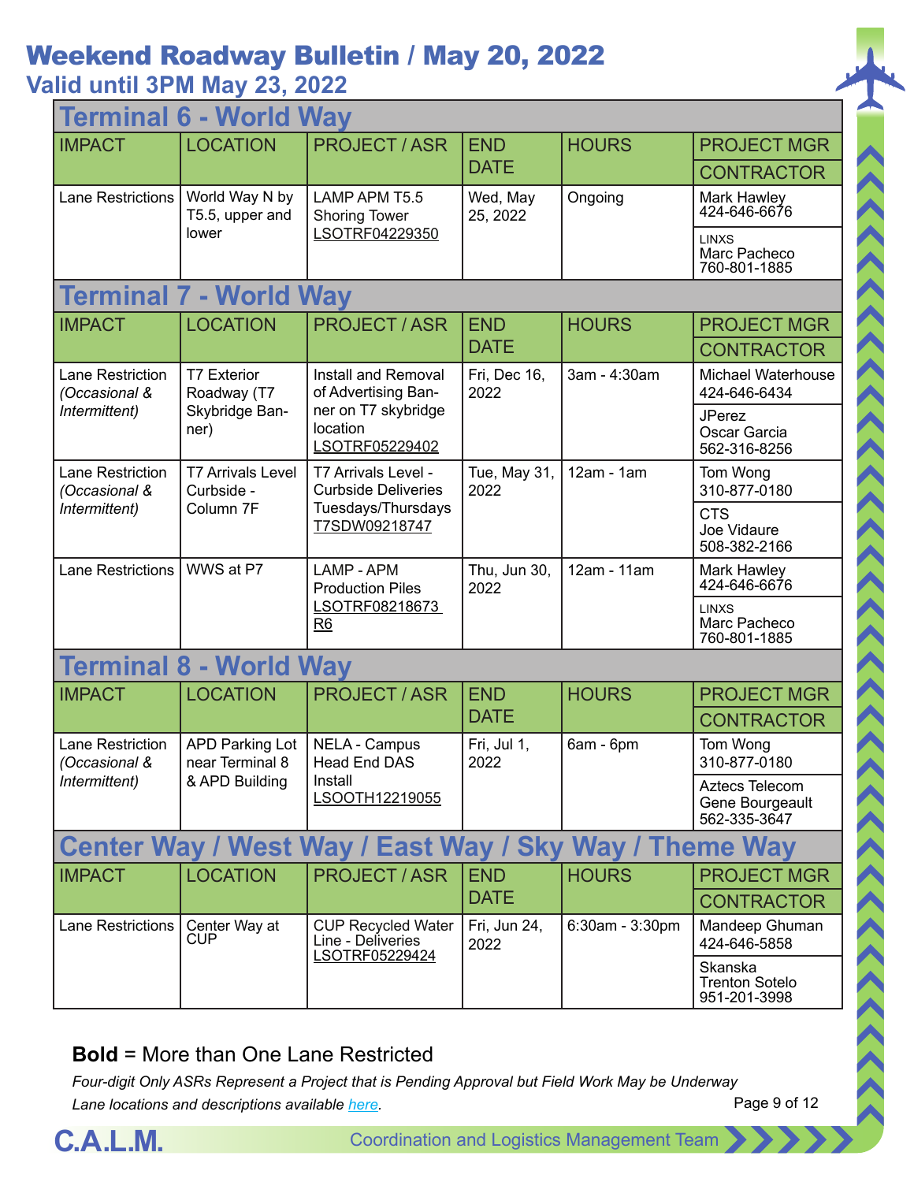# Weekend Roadway Bulletin / May 20, 2022

## Valid until 3PM May 23, 2022

### Terminal 6 - World Way

| IMPACT | LOCATION | PROJECT / ASR | END DATE | HOURS | PROJECT MGR / CONTRACTOR |
|---|---|---|---|---|---|
| Lane Restrictions | World Way N by T5.5, upper and lower | LAMP APM T5.5 Shoring Tower LSOTRF04229350 | Wed, May 25, 2022 | Ongoing | Mark Hawley 424-646-6676 / LINXS Marc Pacheco 760-801-1885 |

### Terminal 7 - World Way

| IMPACT | LOCATION | PROJECT / ASR | END DATE | HOURS | PROJECT MGR / CONTRACTOR |
|---|---|---|---|---|---|
| Lane Restriction *(Occasional & Intermittent)* | T7 Exterior Roadway (T7 Skybridge Banner) | Install and Removal of Advertising Banner on T7 skybridge location LSOTRF05229402 | Fri, Dec 16, 2022 | 3am - 4:30am | Michael Waterhouse 424-646-6434 / JPerez Oscar Garcia 562-316-8256 |
| Lane Restriction *(Occasional & Intermittent)* | T7 Arrivals Level Curbside - Column 7F | T7 Arrivals Level - Curbside Deliveries Tuesdays/Thursdays T7SDW09218747 | Tue, May 31, 2022 | 12am - 1am | Tom Wong 310-877-0180 / CTS Joe Vidaure 508-382-2166 |
| Lane Restrictions | WWS at P7 | LAMP - APM Production Piles LSOTRF08218673 R6 | Thu, Jun 30, 2022 | 12am - 11am | Mark Hawley 424-646-6676 / LINXS Marc Pacheco 760-801-1885 |

### Terminal 8 - World Way

| IMPACT | LOCATION | PROJECT / ASR | END DATE | HOURS | PROJECT MGR / CONTRACTOR |
|---|---|---|---|---|---|
| Lane Restriction *(Occasional & Intermittent)* | APD Parking Lot near Terminal 8 & APD Building | NELA - Campus Head End DAS Install LSOOTH12219055 | Fri, Jul 1, 2022 | 6am - 6pm | Tom Wong 310-877-0180 / Aztecs Telecom Gene Bourgeault 562-335-3647 |

### Center Way / West Way / East Way / Sky Way / Theme Way

| IMPACT | LOCATION | PROJECT / ASR | END DATE | HOURS | PROJECT MGR / CONTRACTOR |
|---|---|---|---|---|---|
| Lane Restrictions | Center Way at CUP | CUP Recycled Water Line - Deliveries LSOTRF05229424 | Fri, Jun 24, 2022 | 6:30am - 3:30pm | Mandeep Ghuman 424-646-5858 / Skanska Trenton Sotelo 951-201-3998 |

**Bold** = More than One Lane Restricted

*Four-digit Only ASRs Represent a Project that is Pending Approval but Field Work May be Underway*

*Lane locations and descriptions available here.*

C.A.L.M. Coordination and Logistics Management Team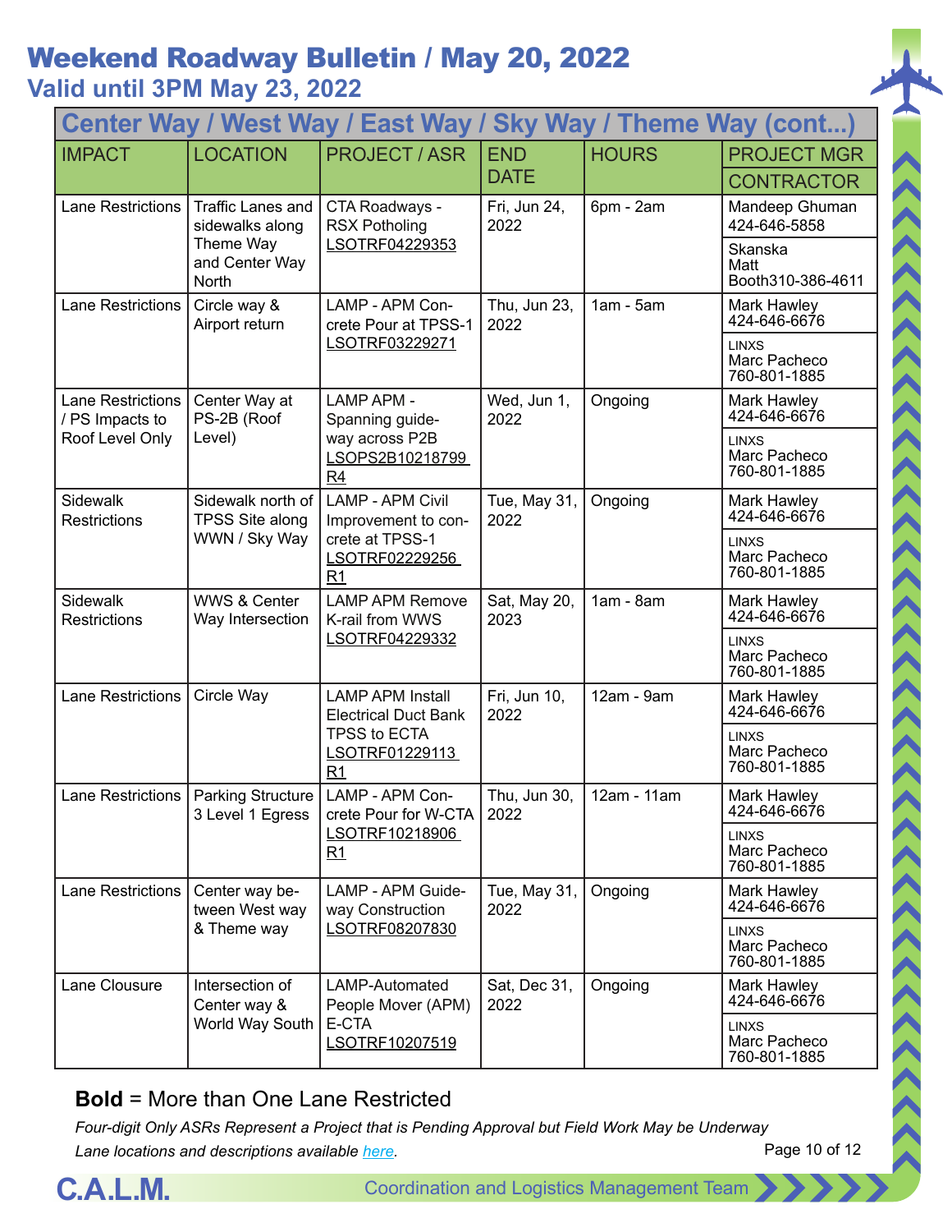# Weekend Roadway Bulletin / May 20, 2022

## Valid until 3PM May 23, 2022

| Center Way / West Way / East Way / Sky Way / Theme Way (cont...) | | | | | |
|---|---|---|---|---|---|
| IMPACT | LOCATION | PROJECT / ASR | END DATE | HOURS | PROJECT MGR / CONTRACTOR |
| Lane Restrictions | Traffic Lanes and sidewalks along Theme Way and Center Way North | CTA Roadways - RSX Potholing LSOTRF04229353 | Fri, Jun 24, 2022 | 6pm - 2am | Mandeep Ghuman 424-646-5858 / Skanska Matt Booth310-386-4611 |
| Lane Restrictions | Circle way & Airport return | LAMP - APM Concrete Pour at TPSS-1 LSOTRF03229271 | Thu, Jun 23, 2022 | 1am - 5am | Mark Hawley 424-646-6676 / LINXS Marc Pacheco 760-801-1885 |
| Lane Restrictions / PS Impacts to Roof Level Only | Center Way at PS-2B (Roof Level) | LAMP APM - Spanning guideway across P2B LSOPS2B10218799 R4 | Wed, Jun 1, 2022 | Ongoing | Mark Hawley 424-646-6676 / LINXS Marc Pacheco 760-801-1885 |
| Sidewalk Restrictions | Sidewalk north of TPSS Site along WWN / Sky Way | LAMP - APM Civil Improvement to concrete at TPSS-1 LSOTRF02229256 R1 | Tue, May 31, 2022 | Ongoing | Mark Hawley 424-646-6676 / LINXS Marc Pacheco 760-801-1885 |
| Sidewalk Restrictions | WWS & Center Way Intersection | LAMP APM Remove K-rail from WWS LSOTRF04229332 | Sat, May 20, 2023 | 1am - 8am | Mark Hawley 424-646-6676 / LINXS Marc Pacheco 760-801-1885 |
| Lane Restrictions | Circle Way | LAMP APM Install Electrical Duct Bank TPSS to ECTA LSOTRF01229113 R1 | Fri, Jun 10, 2022 | 12am - 9am | Mark Hawley 424-646-6676 / LINXS Marc Pacheco 760-801-1885 |
| Lane Restrictions | Parking Structure 3 Level 1 Egress | LAMP - APM Concrete Pour for W-CTA LSOTRF10218906 R1 | Thu, Jun 30, 2022 | 12am - 11am | Mark Hawley 424-646-6676 / LINXS Marc Pacheco 760-801-1885 |
| Lane Restrictions | Center way between West way & Theme way | LAMP - APM Guideway Construction LSOTRF08207830 | Tue, May 31, 2022 | Ongoing | Mark Hawley 424-646-6676 / LINXS Marc Pacheco 760-801-1885 |
| Lane Clousure | Intersection of Center way & World Way South | LAMP-Automated People Mover (APM) E-CTA LSOTRF10207519 | Sat, Dec 31, 2022 | Ongoing | Mark Hawley 424-646-6676 / LINXS Marc Pacheco 760-801-1885 |

**Bold** = More than One Lane Restricted

*Four-digit Only ASRs Represent a Project that is Pending Approval but Field Work May be Underway*

*Lane locations and descriptions available here.*

C.A.L.M. Coordination and Logistics Management Team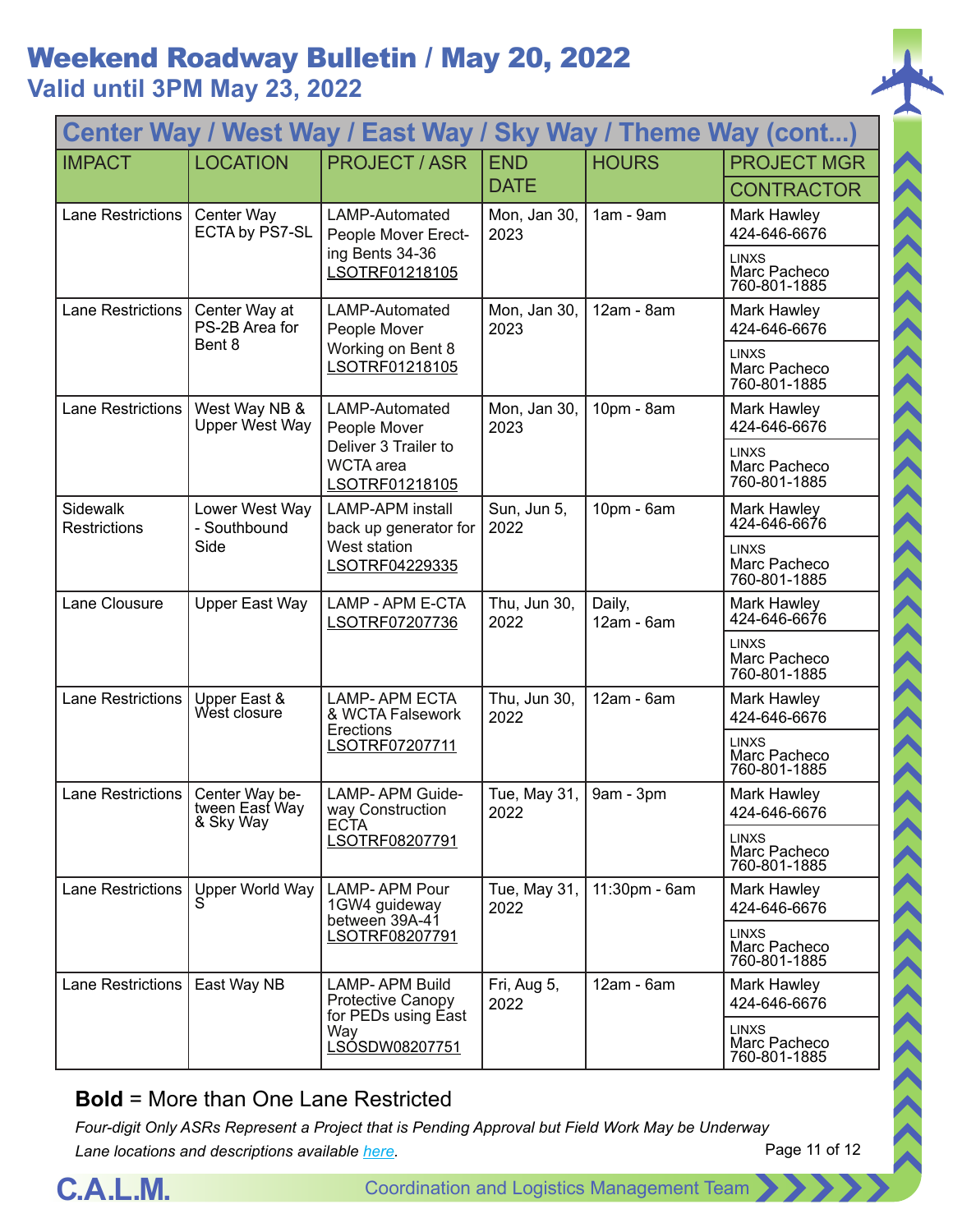# Weekend Roadway Bulletin / May 20, 2022

## Valid until 3PM May 23, 2022

| Center Way / West Way / East Way / Sky Way / Theme Way (cont...) | | | | | |
|---|---|---|---|---|---|
| IMPACT | LOCATION | PROJECT / ASR | END DATE | HOURS | PROJECT MGR / CONTRACTOR |
| Lane Restrictions | Center Way ECTA by PS7-SL | LAMP-Automated People Mover Erecting Bents 34-36 LSOTRF01218105 | Mon, Jan 30, 2023 | 1am - 9am | Mark Hawley 424-646-6676 / LINXS Marc Pacheco 760-801-1885 |
| Lane Restrictions | Center Way at PS-2B Area for Bent 8 | LAMP-Automated People Mover Working on Bent 8 LSOTRF01218105 | Mon, Jan 30, 2023 | 12am - 8am | Mark Hawley 424-646-6676 / LINXS Marc Pacheco 760-801-1885 |
| Lane Restrictions | West Way NB & Upper West Way | LAMP-Automated People Mover Deliver 3 Trailer to WCTA area LSOTRF01218105 | Mon, Jan 30, 2023 | 10pm - 8am | Mark Hawley 424-646-6676 / LINXS Marc Pacheco 760-801-1885 |
| Sidewalk Restrictions | Lower West Way - Southbound Side | LAMP-APM install back up generator for West station LSOTRF04229335 | Sun, Jun 5, 2022 | 10pm - 6am | Mark Hawley 424-646-6676 / LINXS Marc Pacheco 760-801-1885 |
| Lane Clousure | Upper East Way | LAMP - APM E-CTA LSOTRF07207736 | Thu, Jun 30, 2022 | Daily, 12am - 6am | Mark Hawley 424-646-6676 / LINXS Marc Pacheco 760-801-1885 |
| Lane Restrictions | Upper East & West closure | LAMP- APM ECTA & WCTA Falsework Erections LSOTRF07207711 | Thu, Jun 30, 2022 | 12am - 6am | Mark Hawley 424-646-6676 / LINXS Marc Pacheco 760-801-1885 |
| Lane Restrictions | Center Way between East Way & Sky Way | LAMP- APM Guideway Construction ECTA LSOTRF08207791 | Tue, May 31, 2022 | 9am - 3pm | Mark Hawley 424-646-6676 / LINXS Marc Pacheco 760-801-1885 |
| Lane Restrictions | Upper World Way S | LAMP- APM Pour 1GW4 guideway between 39A-41 LSOTRF08207791 | Tue, May 31, 2022 | 11:30pm - 6am | Mark Hawley 424-646-6676 / LINXS Marc Pacheco 760-801-1885 |
| Lane Restrictions | East Way NB | LAMP- APM Build Protective Canopy for PEDs using East Way LSOSDW08207751 | Fri, Aug 5, 2022 | 12am - 6am | Mark Hawley 424-646-6676 / LINXS Marc Pacheco 760-801-1885 |

**Bold** = More than One Lane Restricted

*Four-digit Only ASRs Represent a Project that is Pending Approval but Field Work May be Underway*

*Lane locations and descriptions available here.*

C.A.L.M. Coordination and Logistics Management Team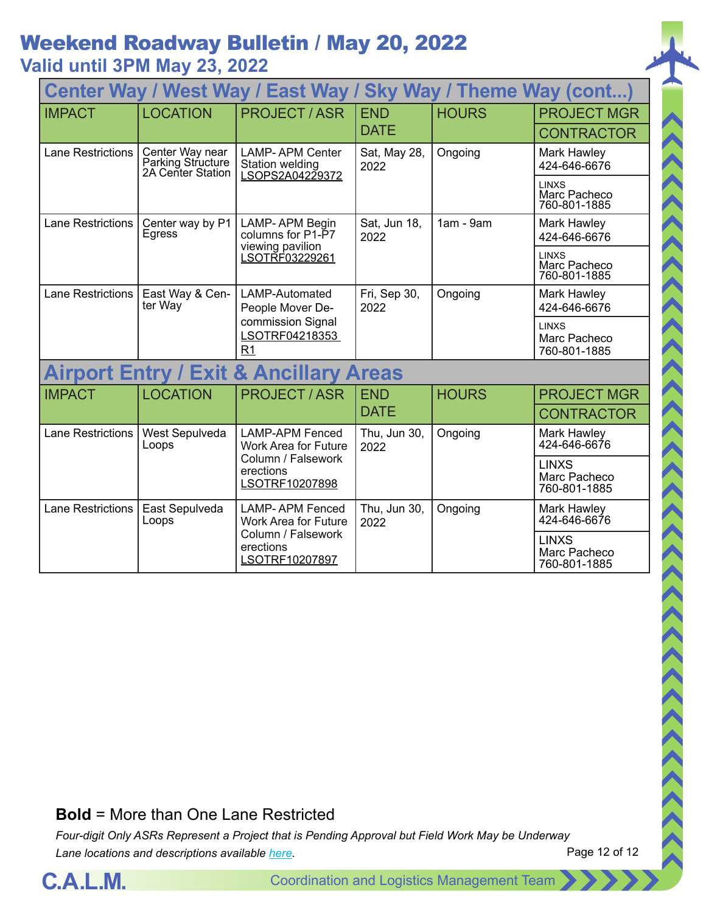# Weekend Roadway Bulletin / May 20, 2022

## Valid until 3PM May 23, 2022

### Center Way / West Way / East Way / Sky Way / Theme Way (cont...)

| IMPACT | LOCATION | PROJECT / ASR | END DATE | HOURS | PROJECT MGR / CONTRACTOR |
|---|---|---|---|---|---|
| Lane Restrictions | Center Way near Parking Structure 2A Center Station | LAMP- APM Center Station welding LSOPS2A04229372 | Sat, May 28, 2022 | Ongoing | Mark Hawley 424-646-6676<br>LINXS Marc Pacheco 760-801-1885 |
| Lane Restrictions | Center way by P1 Egress | LAMP- APM Begin columns for P1-P7 viewing pavilion LSOTRF03229261 | Sat, Jun 18, 2022 | 1am - 9am | Mark Hawley 424-646-6676<br>LINXS Marc Pacheco 760-801-1885 |
| Lane Restrictions | East Way & Center Way | LAMP-Automated People Mover Decommission Signal LSOTRF04218353 R1 | Fri, Sep 30, 2022 | Ongoing | Mark Hawley 424-646-6676<br>LINXS Marc Pacheco 760-801-1885 |

### Airport Entry / Exit & Ancillary Areas

| IMPACT | LOCATION | PROJECT / ASR | END DATE | HOURS | PROJECT MGR / CONTRACTOR |
|---|---|---|---|---|---|
| Lane Restrictions | West Sepulveda Loops | LAMP-APM Fenced Work Area for Future Column / Falsework erections LSOTRF10207898 | Thu, Jun 30, 2022 | Ongoing | Mark Hawley 424-646-6676<br>LINXS Marc Pacheco 760-801-1885 |
| Lane Restrictions | East Sepulveda Loops | LAMP- APM Fenced Work Area for Future Column / Falsework erections LSOTRF10207897 | Thu, Jun 30, 2022 | Ongoing | Mark Hawley 424-646-6676<br>LINXS Marc Pacheco 760-801-1885 |

**Bold** = More than One Lane Restricted

*Four-digit Only ASRs Represent a Project that is Pending Approval but Field Work May be Underway*

*Lane locations and descriptions available here.*

C.A.L.M. Coordination and Logistics Management Team